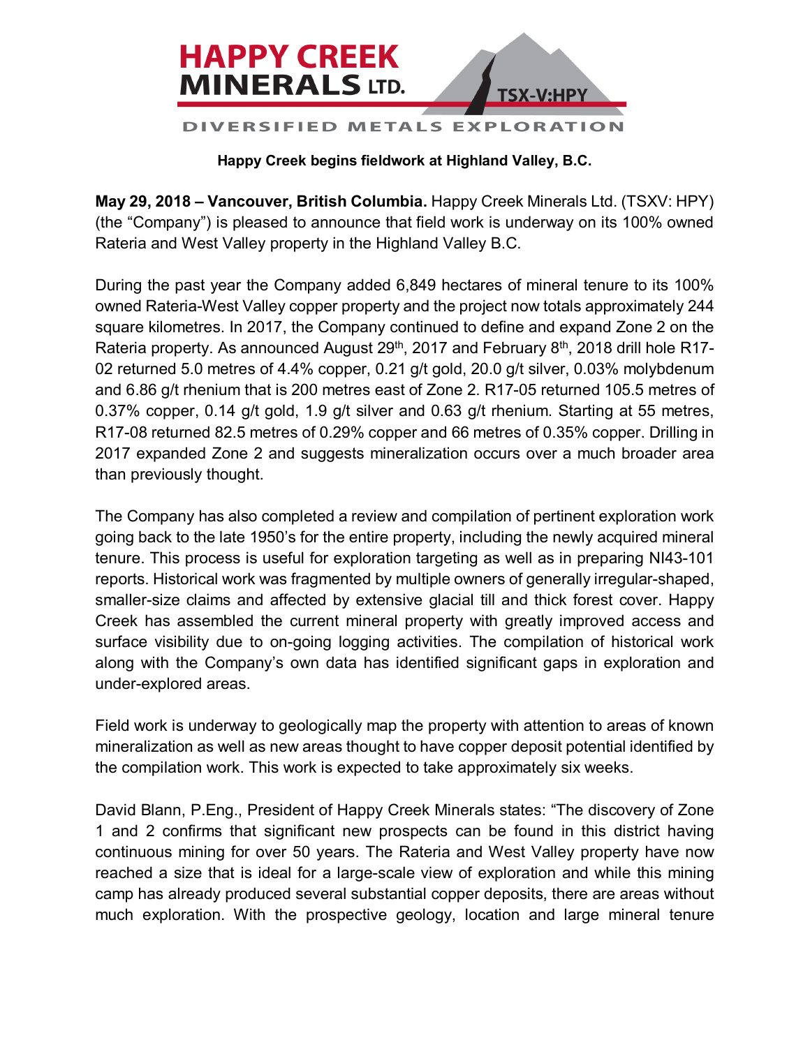# HAPPY CREEK MINERALS LTD.

TSX-V:HPY

DIVERSIFIED METALS EXPLORATION

**Happy Creek begins fieldwork at Highland Valley, B.C.**

**May 29, 2018 – Vancouver, British Columbia.** Happy Creek Minerals Ltd. (TSXV: HPY) (the "Company") is pleased to announce that field work is underway on its 100% owned Rateria and West Valley property in the Highland Valley B.C.

During the past year the Company added 6,849 hectares of mineral tenure to its 100% owned Rateria-West Valley copper property and the project now totals approximately 244 square kilometres. In 2017, the Company continued to define and expand Zone 2 on the Rateria property. As announced August 29th, 2017 and February 8th, 2018 drill hole R17-02 returned 5.0 metres of 4.4% copper, 0.21 g/t gold, 20.0 g/t silver, 0.03% molybdenum and 6.86 g/t rhenium that is 200 metres east of Zone 2. R17-05 returned 105.5 metres of 0.37% copper, 0.14 g/t gold, 1.9 g/t silver and 0.63 g/t rhenium. Starting at 55 metres, R17-08 returned 82.5 metres of 0.29% copper and 66 metres of 0.35% copper. Drilling in 2017 expanded Zone 2 and suggests mineralization occurs over a much broader area than previously thought.

The Company has also completed a review and compilation of pertinent exploration work going back to the late 1950's for the entire property, including the newly acquired mineral tenure. This process is useful for exploration targeting as well as in preparing NI43-101 reports. Historical work was fragmented by multiple owners of generally irregular-shaped, smaller-size claims and affected by extensive glacial till and thick forest cover. Happy Creek has assembled the current mineral property with greatly improved access and surface visibility due to on-going logging activities. The compilation of historical work along with the Company's own data has identified significant gaps in exploration and under-explored areas.

Field work is underway to geologically map the property with attention to areas of known mineralization as well as new areas thought to have copper deposit potential identified by the compilation work. This work is expected to take approximately six weeks.

David Blann, P.Eng., President of Happy Creek Minerals states: "The discovery of Zone 1 and 2 confirms that significant new prospects can be found in this district having continuous mining for over 50 years. The Rateria and West Valley property have now reached a size that is ideal for a large-scale view of exploration and while this mining camp has already produced several substantial copper deposits, there are areas without much exploration. With the prospective geology, location and large mineral tenure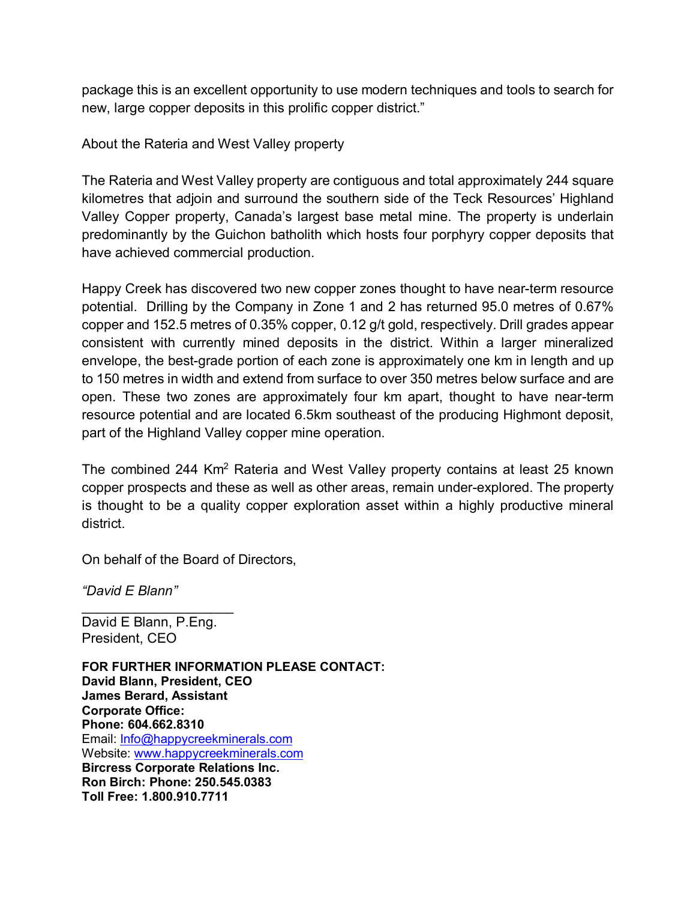package this is an excellent opportunity to use modern techniques and tools to search for new, large copper deposits in this prolific copper district."

About the Rateria and West Valley property

The Rateria and West Valley property are contiguous and total approximately 244 square kilometres that adjoin and surround the southern side of the Teck Resources' Highland Valley Copper property, Canada's largest base metal mine. The property is underlain predominantly by the Guichon batholith which hosts four porphyry copper deposits that have achieved commercial production.

Happy Creek has discovered two new copper zones thought to have near-term resource potential. Drilling by the Company in Zone 1 and 2 has returned 95.0 metres of 0.67% copper and 152.5 metres of 0.35% copper, 0.12 g/t gold, respectively. Drill grades appear consistent with currently mined deposits in the district. Within a larger mineralized envelope, the best-grade portion of each zone is approximately one km in length and up to 150 metres in width and extend from surface to over 350 metres below surface and are open. These two zones are approximately four km apart, thought to have near-term resource potential and are located 6.5km southeast of the producing Highmont deposit, part of the Highland Valley copper mine operation.

The combined 244 $Km^2$ Rateria and West Valley property contains at least 25 known copper prospects and these as well as other areas, remain under-explored. The property is thought to be a quality copper exploration asset within a highly productive mineral district.

On behalf of the Board of Directors,

*"David E Blann"*

\_\_\_\_\_\_\_\_\_\_\_\_\_\_\_\_\_\_\_\_

David E Blann, P.Eng.
President, CEO

**FOR FURTHER INFORMATION PLEASE CONTACT:**
**David Blann, President, CEO**
**James Berard, Assistant**
**Corporate Office:**
**Phone: 604.662.8310**
Email: Info@happycreekminerals.com
Website: www.happycreekminerals.com
**Bircress Corporate Relations Inc.**
**Ron Birch: Phone: 250.545.0383**
**Toll Free: 1.800.910.7711**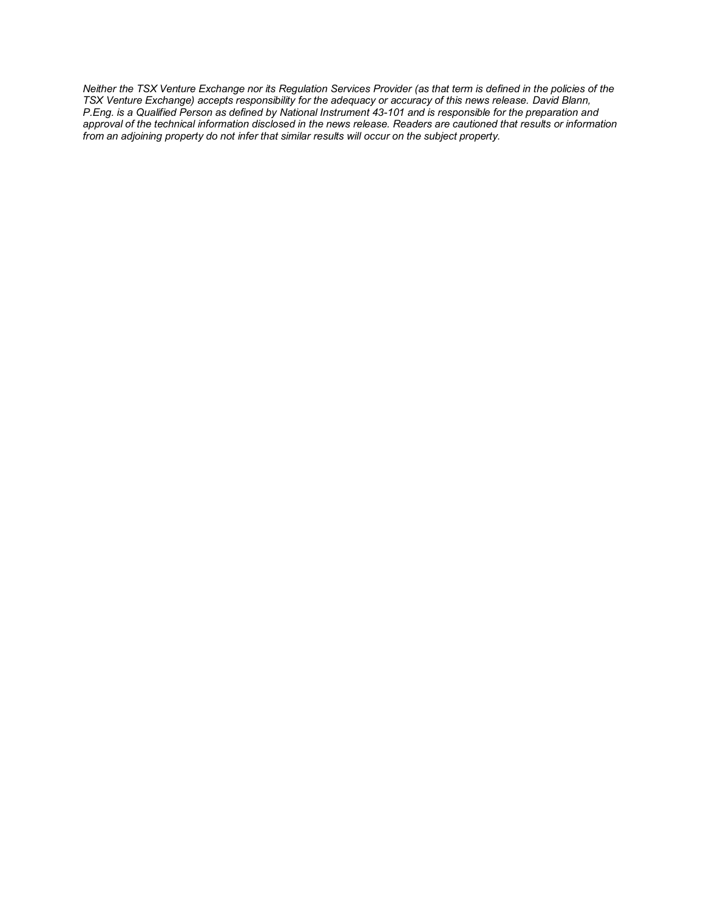*Neither the TSX Venture Exchange nor its Regulation Services Provider (as that term is defined in the policies of the TSX Venture Exchange) accepts responsibility for the adequacy or accuracy of this news release. David Blann, P.Eng. is a Qualified Person as defined by National Instrument 43-101 and is responsible for the preparation and approval of the technical information disclosed in the news release. Readers are cautioned that results or information from an adjoining property do not infer that similar results will occur on the subject property.*